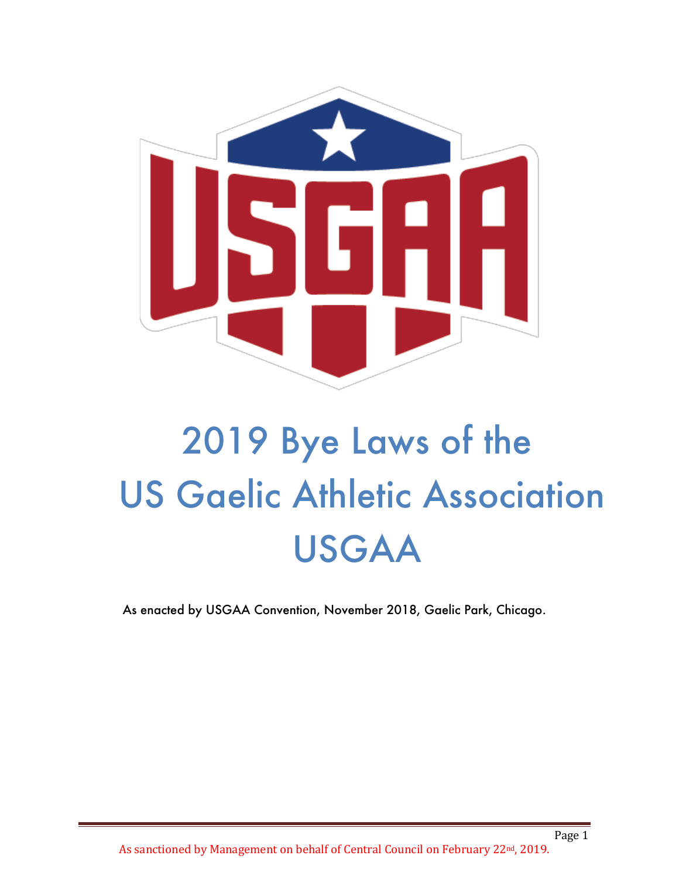# 2019 Bye Laws of the US Gaelic Athletic Association USGAA

As enacted by USGAA Convention, November 2018, Gaelic Park, Chicago.

As sanctioned by Management on behalf of Central Council on February 22nd, 2019.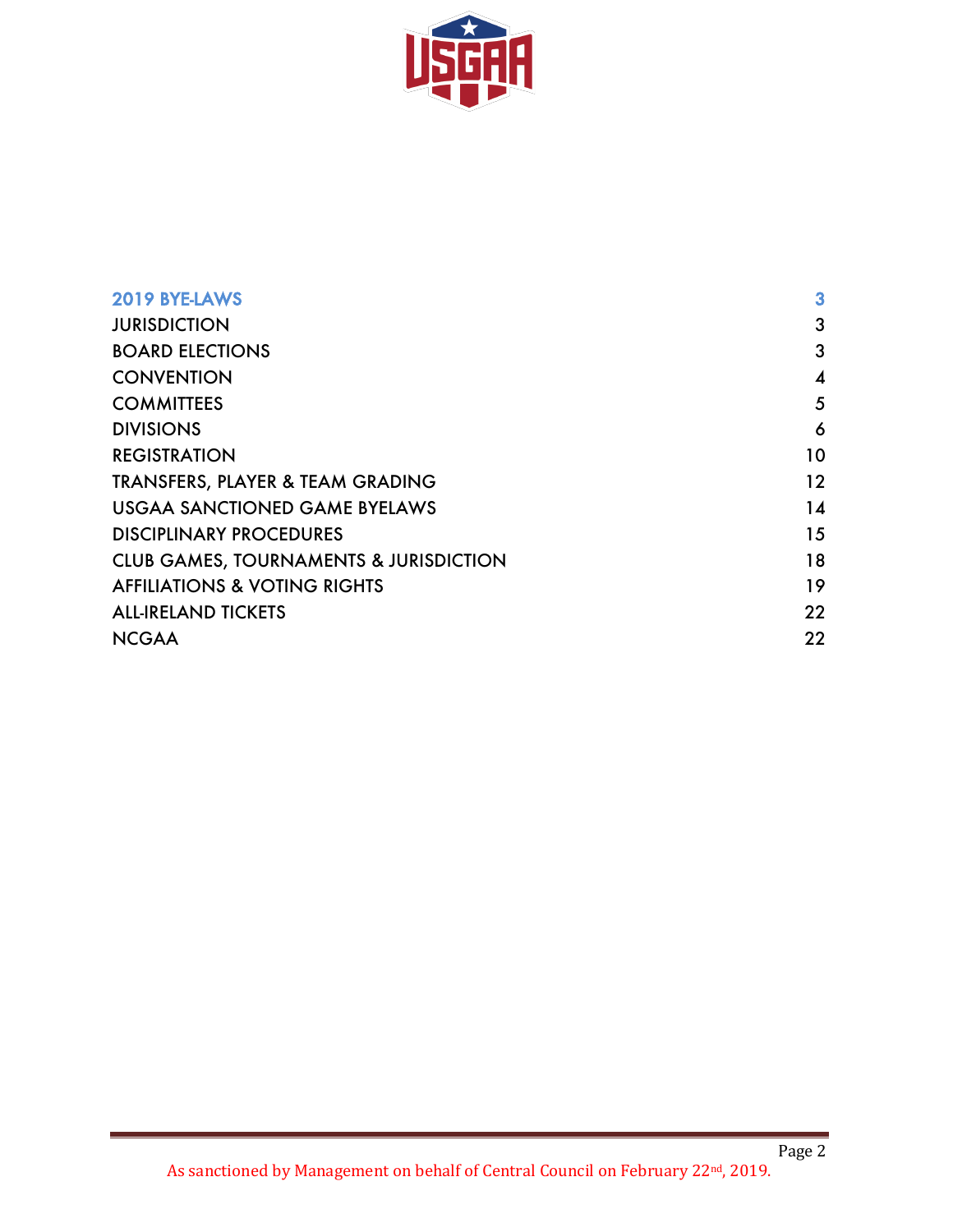| | |
|---|---|
| 2019 BYE-LAWS | 3 |
| JURISDICTION | 3 |
| BOARD ELECTIONS | 3 |
| CONVENTION | 4 |
| COMMITTEES | 5 |
| DIVISIONS | 6 |
| REGISTRATION | 10 |
| TRANSFERS, PLAYER & TEAM GRADING | 12 |
| USGAA SANCTIONED GAME BYELAWS | 14 |
| DISCIPLINARY PROCEDURES | 15 |
| CLUB GAMES, TOURNAMENTS & JURISDICTION | 18 |
| AFFILIATIONS & VOTING RIGHTS | 19 |
| ALL-IRELAND TICKETS | 22 |
| NCGAA | 22 |

As sanctioned by Management on behalf of Central Council on February 22nd, 2019.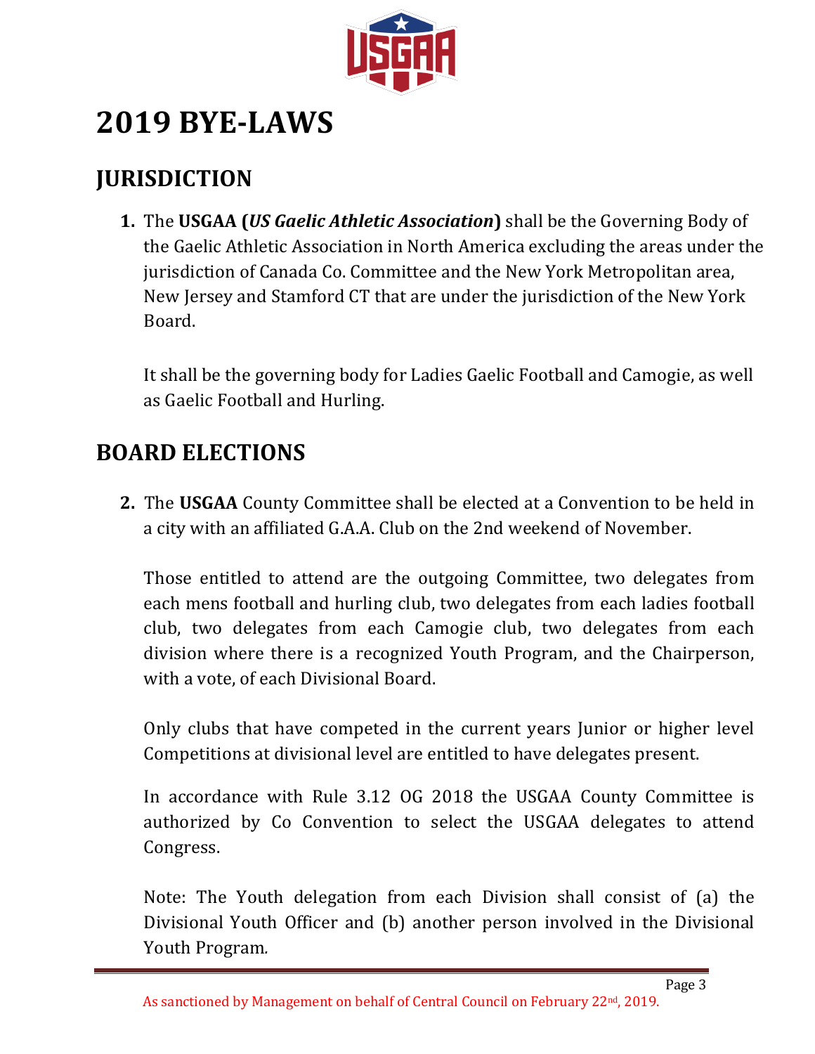# 2019 BYE-LAWS

## JURISDICTION

1. The **USGAA (*US Gaelic Athletic Association*)** shall be the Governing Body of the Gaelic Athletic Association in North America excluding the areas under the jurisdiction of Canada Co. Committee and the New York Metropolitan area, New Jersey and Stamford CT that are under the jurisdiction of the New York Board.

   It shall be the governing body for Ladies Gaelic Football and Camogie, as well as Gaelic Football and Hurling.

## BOARD ELECTIONS

2. The **USGAA** County Committee shall be elected at a Convention to be held in a city with an affiliated G.A.A. Club on the 2nd weekend of November.

   Those entitled to attend are the outgoing Committee, two delegates from each mens football and hurling club, two delegates from each ladies football club, two delegates from each Camogie club, two delegates from each division where there is a recognized Youth Program, and the Chairperson, with a vote, of each Divisional Board.

   Only clubs that have competed in the current years Junior or higher level Competitions at divisional level are entitled to have delegates present.

   In accordance with Rule 3.12 OG 2018 the USGAA County Committee is authorized by Co Convention to select the USGAA delegates to attend Congress.

   Note: The Youth delegation from each Division shall consist of (a) the Divisional Youth Officer and (b) another person involved in the Divisional Youth Program.

As sanctioned by Management on behalf of Central Council on February 22nd, 2019.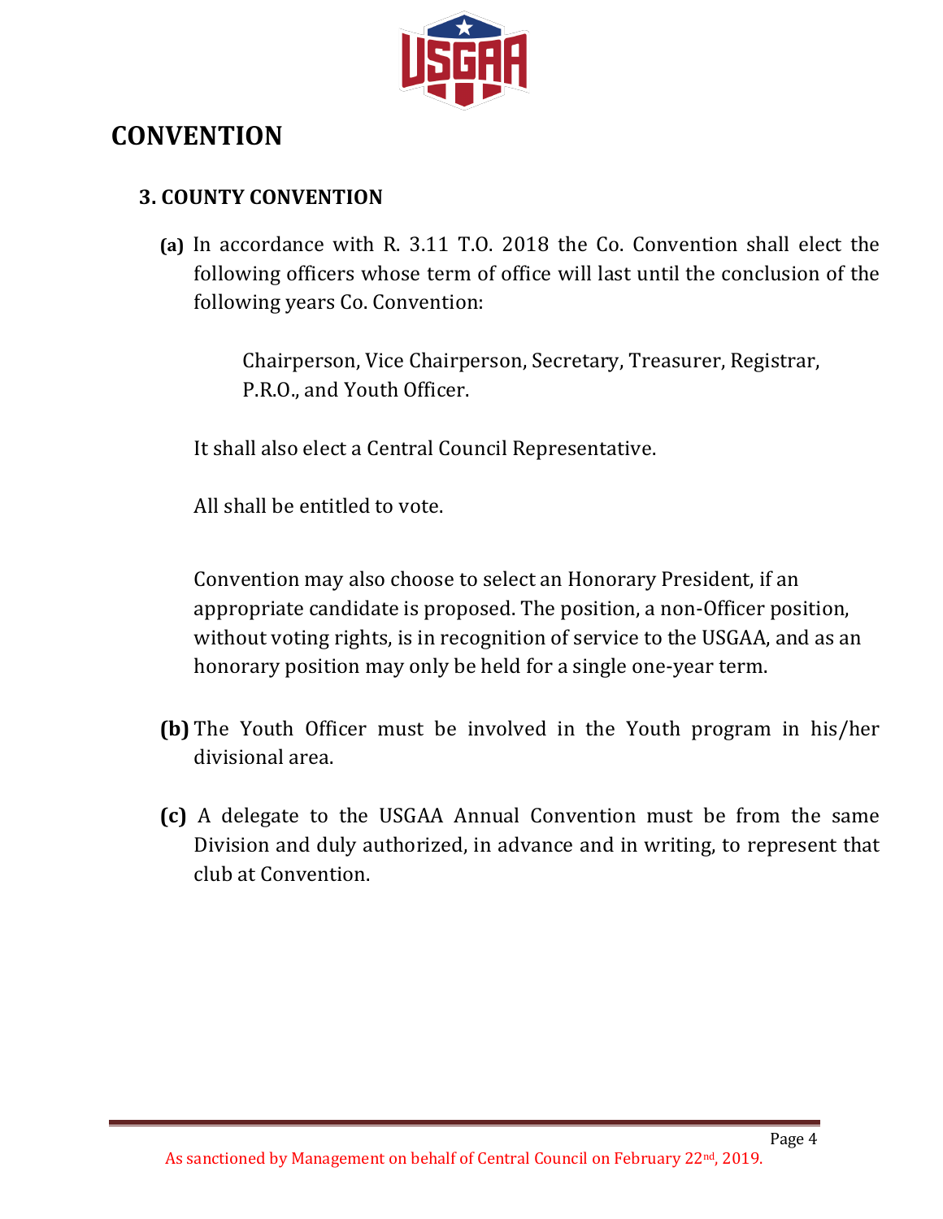# CONVENTION

## 3. COUNTY CONVENTION

**(a)** In accordance with R. 3.11 T.O. 2018 the Co. Convention shall elect the following officers whose term of office will last until the conclusion of the following years Co. Convention:

> Chairperson, Vice Chairperson, Secretary, Treasurer, Registrar, P.R.O., and Youth Officer.

It shall also elect a Central Council Representative.

All shall be entitled to vote.

Convention may also choose to select an Honorary President, if an appropriate candidate is proposed. The position, a non-Officer position, without voting rights, is in recognition of service to the USGAA, and as an honorary position may only be held for a single one-year term.

**(b)** The Youth Officer must be involved in the Youth program in his/her divisional area.

**(c)** A delegate to the USGAA Annual Convention must be from the same Division and duly authorized, in advance and in writing, to represent that club at Convention.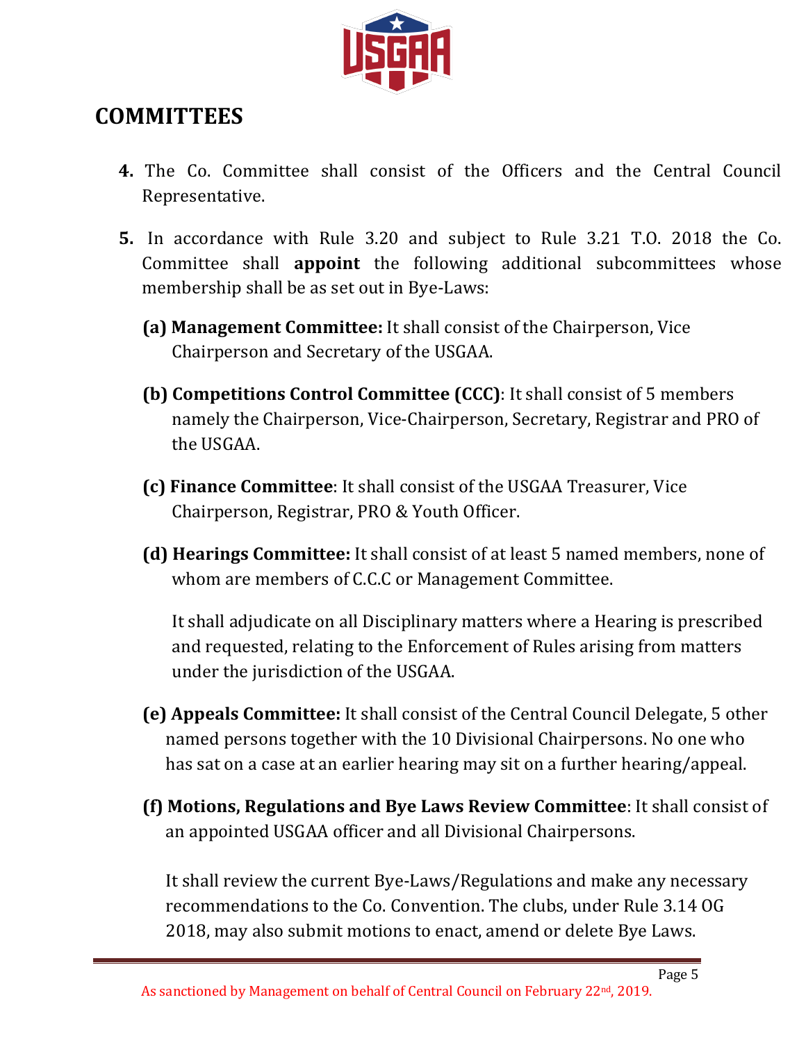## COMMITTEES

4. The Co. Committee shall consist of the Officers and the Central Council Representative.

5. In accordance with Rule 3.20 and subject to Rule 3.21 T.O. 2018 the Co. Committee shall **appoint** the following additional subcommittees whose membership shall be as set out in Bye-Laws:

   **(a) Management Committee:** It shall consist of the Chairperson, Vice Chairperson and Secretary of the USGAA.

   **(b) Competitions Control Committee (CCC)**: It shall consist of 5 members namely the Chairperson, Vice-Chairperson, Secretary, Registrar and PRO of the USGAA.

   **(c) Finance Committee**: It shall consist of the USGAA Treasurer, Vice Chairperson, Registrar, PRO & Youth Officer.

   **(d) Hearings Committee:** It shall consist of at least 5 named members, none of whom are members of C.C.C or Management Committee.

   It shall adjudicate on all Disciplinary matters where a Hearing is prescribed and requested, relating to the Enforcement of Rules arising from matters under the jurisdiction of the USGAA.

   **(e) Appeals Committee:** It shall consist of the Central Council Delegate, 5 other named persons together with the 10 Divisional Chairpersons. No one who has sat on a case at an earlier hearing may sit on a further hearing/appeal.

   **(f) Motions, Regulations and Bye Laws Review Committee**: It shall consist of an appointed USGAA officer and all Divisional Chairpersons.

   It shall review the current Bye-Laws/Regulations and make any necessary recommendations to the Co. Convention. The clubs, under Rule 3.14 OG 2018, may also submit motions to enact, amend or delete Bye Laws.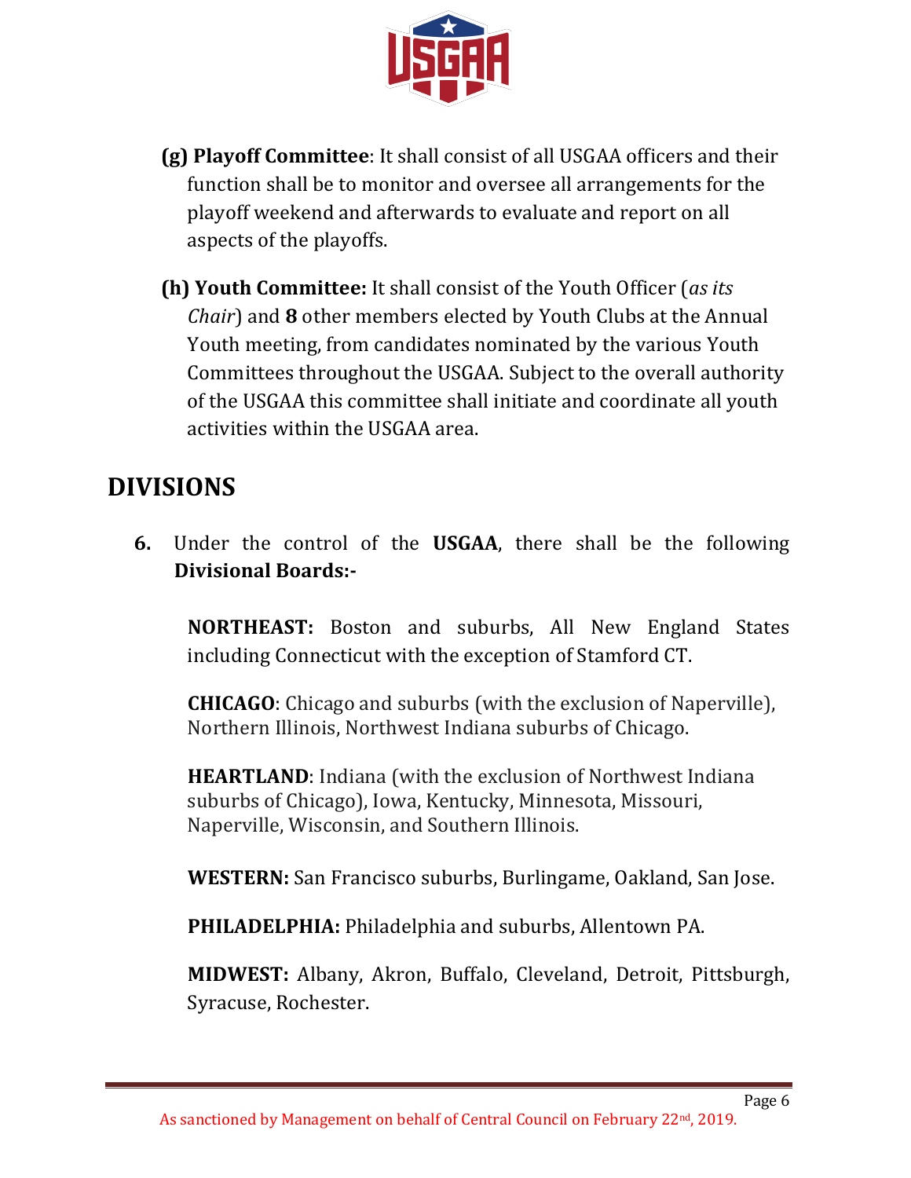**(g) Playoff Committee**: It shall consist of all USGAA officers and their function shall be to monitor and oversee all arrangements for the playoff weekend and afterwards to evaluate and report on all aspects of the playoffs.

**(h) Youth Committee:** It shall consist of the Youth Officer (*as its Chair*) and **8** other members elected by Youth Clubs at the Annual Youth meeting, from candidates nominated by the various Youth Committees throughout the USGAA. Subject to the overall authority of the USGAA this committee shall initiate and coordinate all youth activities within the USGAA area.

## DIVISIONS

**6.** Under the control of the **USGAA**, there shall be the following **Divisional Boards:-**

**NORTHEAST:** Boston and suburbs, All New England States including Connecticut with the exception of Stamford CT.

**CHICAGO**: Chicago and suburbs (with the exclusion of Naperville), Northern Illinois, Northwest Indiana suburbs of Chicago.

**HEARTLAND**: Indiana (with the exclusion of Northwest Indiana suburbs of Chicago), Iowa, Kentucky, Minnesota, Missouri, Naperville, Wisconsin, and Southern Illinois.

**WESTERN:** San Francisco suburbs, Burlingame, Oakland, San Jose.

**PHILADELPHIA:** Philadelphia and suburbs, Allentown PA.

**MIDWEST:** Albany, Akron, Buffalo, Cleveland, Detroit, Pittsburgh, Syracuse, Rochester.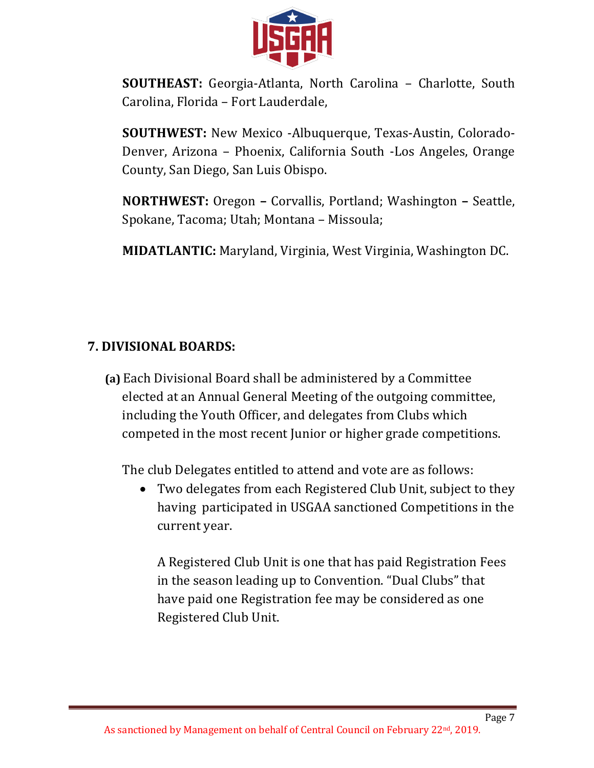**SOUTHEAST:** Georgia-Atlanta, North Carolina – Charlotte, South Carolina, Florida – Fort Lauderdale,

**SOUTHWEST:** New Mexico -Albuquerque, Texas-Austin, Colorado-Denver, Arizona – Phoenix, California South -Los Angeles, Orange County, San Diego, San Luis Obispo.

**NORTHWEST:** Oregon **–** Corvallis, Portland; Washington **–** Seattle, Spokane, Tacoma; Utah; Montana – Missoula;

**MIDATLANTIC:** Maryland, Virginia, West Virginia, Washington DC.

## 7. DIVISIONAL BOARDS:

**(a)** Each Divisional Board shall be administered by a Committee elected at an Annual General Meeting of the outgoing committee, including the Youth Officer, and delegates from Clubs which competed in the most recent Junior or higher grade competitions.

The club Delegates entitled to attend and vote are as follows:

- Two delegates from each Registered Club Unit, subject to they having participated in USGAA sanctioned Competitions in the current year.

  A Registered Club Unit is one that has paid Registration Fees in the season leading up to Convention. "Dual Clubs" that have paid one Registration fee may be considered as one Registered Club Unit.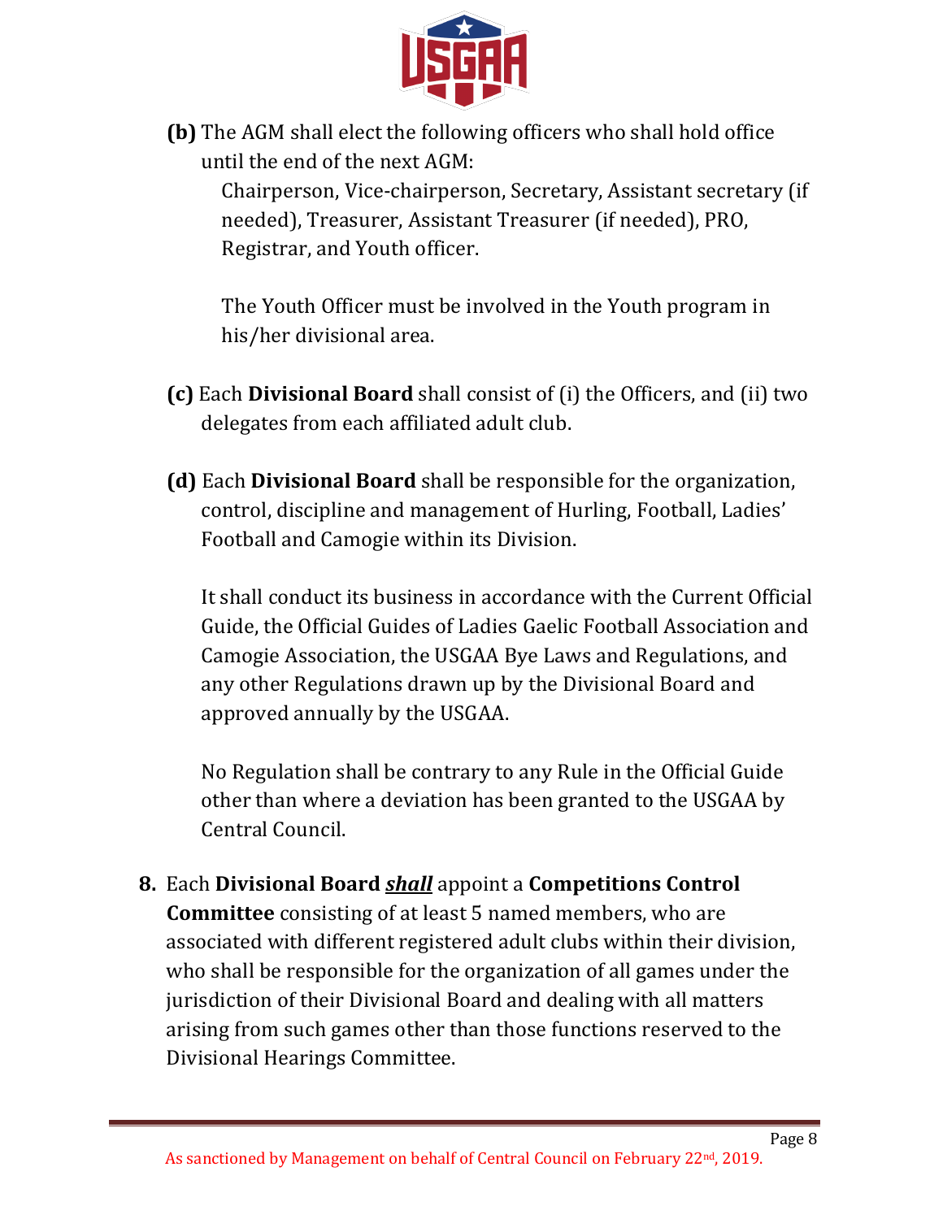**(b)** The AGM shall elect the following officers who shall hold office until the end of the next AGM:

Chairperson, Vice-chairperson, Secretary, Assistant secretary (if needed), Treasurer, Assistant Treasurer (if needed), PRO, Registrar, and Youth officer.

The Youth Officer must be involved in the Youth program in his/her divisional area.

**(c)** Each **Divisional Board** shall consist of (i) the Officers, and (ii) two delegates from each affiliated adult club.

**(d)** Each **Divisional Board** shall be responsible for the organization, control, discipline and management of Hurling, Football, Ladies' Football and Camogie within its Division.

It shall conduct its business in accordance with the Current Official Guide, the Official Guides of Ladies Gaelic Football Association and Camogie Association, the USGAA Bye Laws and Regulations, and any other Regulations drawn up by the Divisional Board and approved annually by the USGAA.

No Regulation shall be contrary to any Rule in the Official Guide other than where a deviation has been granted to the USGAA by Central Council.

**8.** Each **Divisional Board** ***<u>shall</u>*** appoint a **Competitions Control Committee** consisting of at least 5 named members, who are associated with different registered adult clubs within their division, who shall be responsible for the organization of all games under the jurisdiction of their Divisional Board and dealing with all matters arising from such games other than those functions reserved to the Divisional Hearings Committee.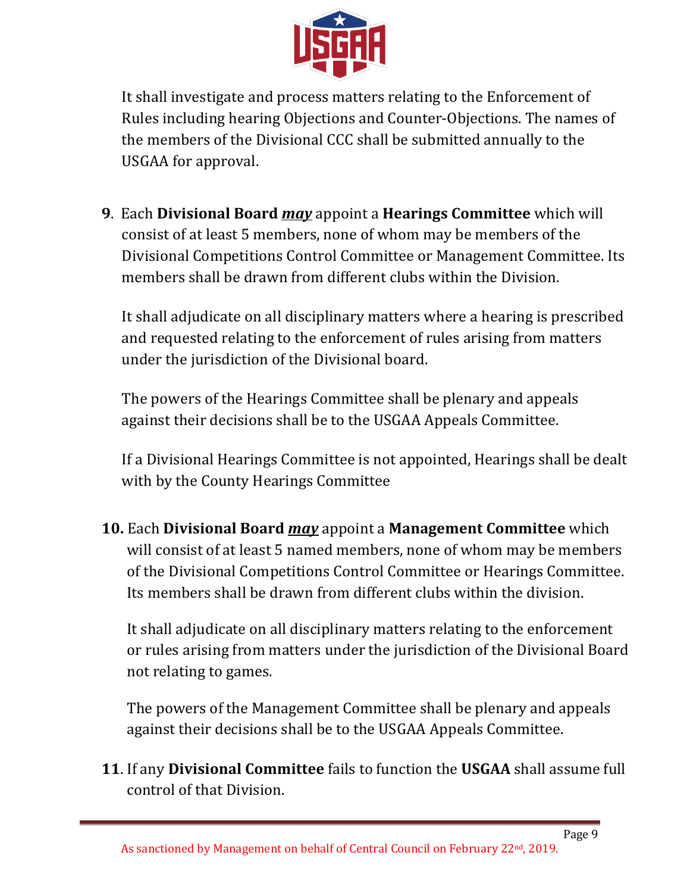It shall investigate and process matters relating to the Enforcement of Rules including hearing Objections and Counter-Objections. The names of the members of the Divisional CCC shall be submitted annually to the USGAA for approval.

**9**. Each **Divisional Board** ***may*** appoint a **Hearings Committee** which will consist of at least 5 members, none of whom may be members of the Divisional Competitions Control Committee or Management Committee. Its members shall be drawn from different clubs within the Division.

It shall adjudicate on all disciplinary matters where a hearing is prescribed and requested relating to the enforcement of rules arising from matters under the jurisdiction of the Divisional board.

The powers of the Hearings Committee shall be plenary and appeals against their decisions shall be to the USGAA Appeals Committee.

If a Divisional Hearings Committee is not appointed, Hearings shall be dealt with by the County Hearings Committee

**10.** Each **Divisional Board** ***may*** appoint a **Management Committee** which will consist of at least 5 named members, none of whom may be members of the Divisional Competitions Control Committee or Hearings Committee. Its members shall be drawn from different clubs within the division.

It shall adjudicate on all disciplinary matters relating to the enforcement or rules arising from matters under the jurisdiction of the Divisional Board not relating to games.

The powers of the Management Committee shall be plenary and appeals against their decisions shall be to the USGAA Appeals Committee.

**11**. If any **Divisional Committee** fails to function the **USGAA** shall assume full control of that Division.

As sanctioned by Management on behalf of Central Council on February 22nd, 2019.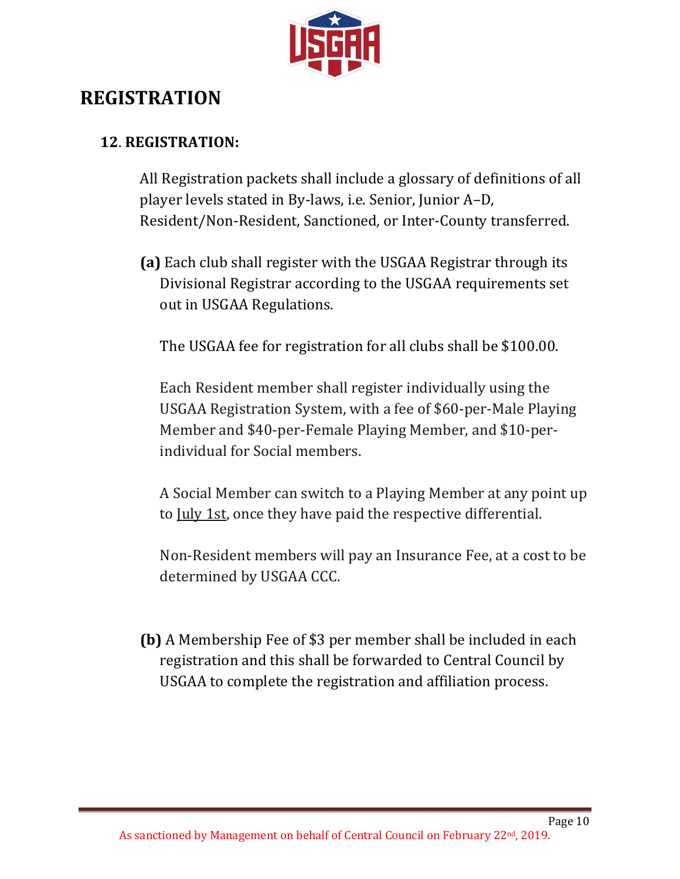# REGISTRATION

## 12. REGISTRATION:

All Registration packets shall include a glossary of definitions of all player levels stated in By-laws, i.e. Senior, Junior A–D, Resident/Non-Resident, Sanctioned, or Inter-County transferred.

**(a)** Each club shall register with the USGAA Registrar through its Divisional Registrar according to the USGAA requirements set out in USGAA Regulations.

The USGAA fee for registration for all clubs shall be $100.00.

Each Resident member shall register individually using the USGAA Registration System, with a fee of $60-per-Male Playing Member and $40-per-Female Playing Member, and $10-per-individual for Social members.

A Social Member can switch to a Playing Member at any point up to July 1st, once they have paid the respective differential.

Non-Resident members will pay an Insurance Fee, at a cost to be determined by USGAA CCC.

**(b)** A Membership Fee of $3 per member shall be included in each registration and this shall be forwarded to Central Council by USGAA to complete the registration and affiliation process.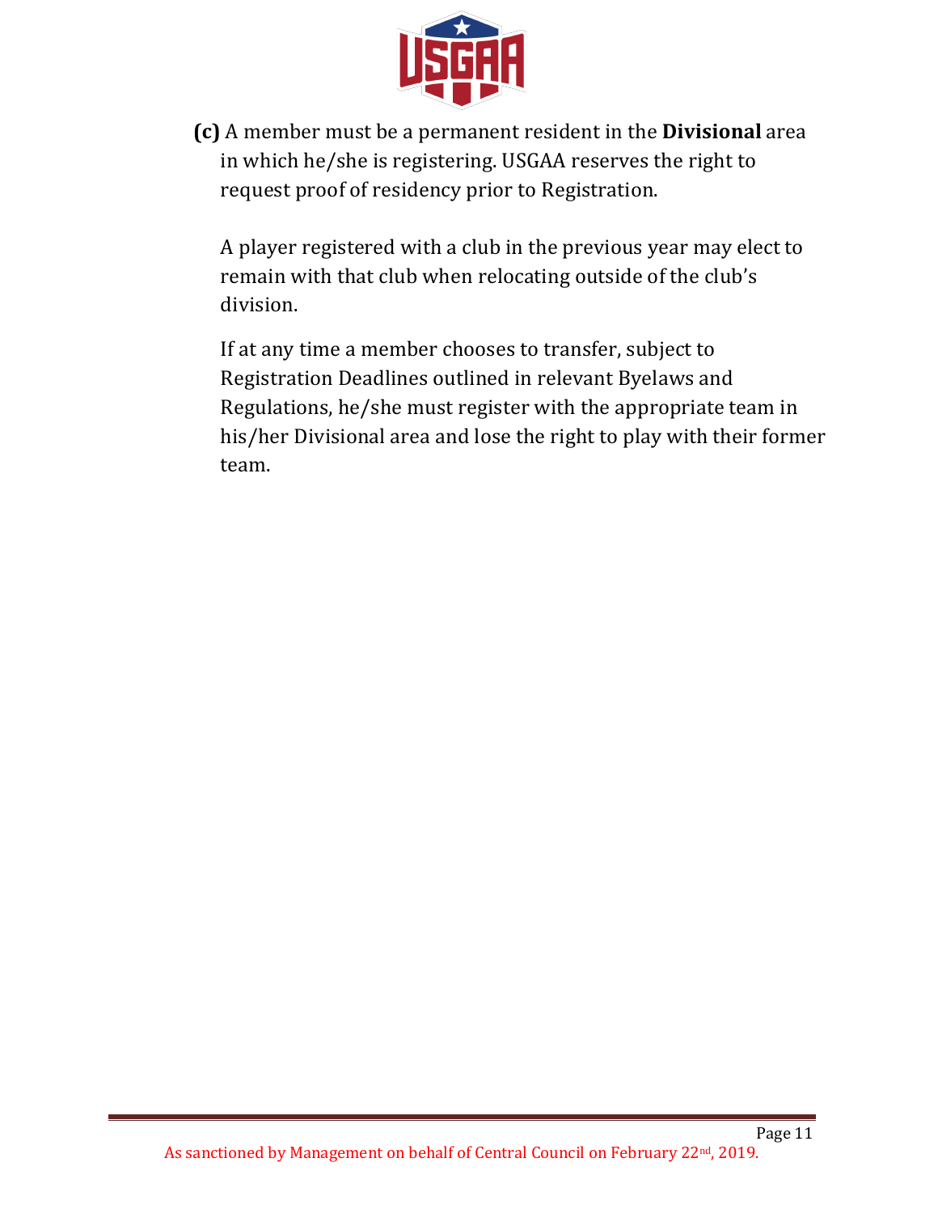**(c)** A member must be a permanent resident in the **Divisional** area in which he/she is registering. USGAA reserves the right to request proof of residency prior to Registration.

A player registered with a club in the previous year may elect to remain with that club when relocating outside of the club's division.

If at any time a member chooses to transfer, subject to Registration Deadlines outlined in relevant Byelaws and Regulations, he/she must register with the appropriate team in his/her Divisional area and lose the right to play with their former team.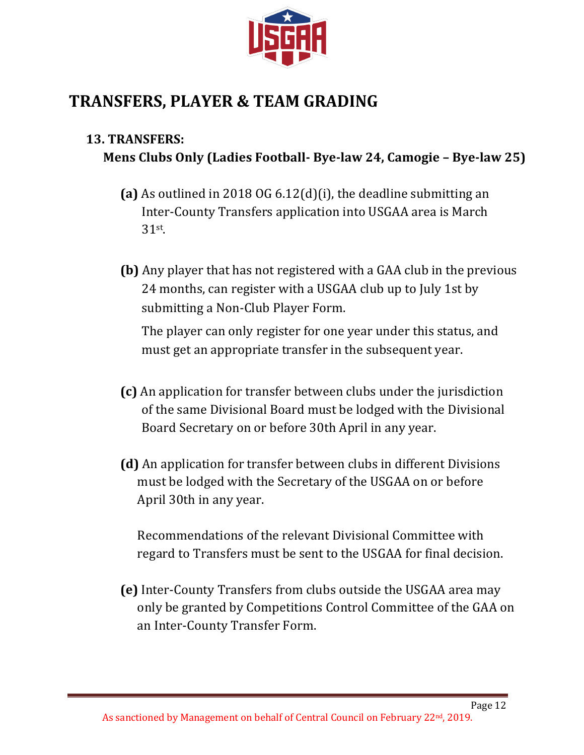# TRANSFERS, PLAYER & TEAM GRADING

## 13. TRANSFERS:

**Mens Clubs Only (Ladies Football- Bye-law 24, Camogie – Bye-law 25)**

**(a)** As outlined in 2018 OG 6.12(d)(i), the deadline submitting an Inter-County Transfers application into USGAA area is March 31st.

**(b)** Any player that has not registered with a GAA club in the previous 24 months, can register with a USGAA club up to July 1st by submitting a Non-Club Player Form.

The player can only register for one year under this status, and must get an appropriate transfer in the subsequent year.

**(c)** An application for transfer between clubs under the jurisdiction of the same Divisional Board must be lodged with the Divisional Board Secretary on or before 30th April in any year.

**(d)** An application for transfer between clubs in different Divisions must be lodged with the Secretary of the USGAA on or before April 30th in any year.

Recommendations of the relevant Divisional Committee with regard to Transfers must be sent to the USGAA for final decision.

**(e)** Inter-County Transfers from clubs outside the USGAA area may only be granted by Competitions Control Committee of the GAA on an Inter-County Transfer Form.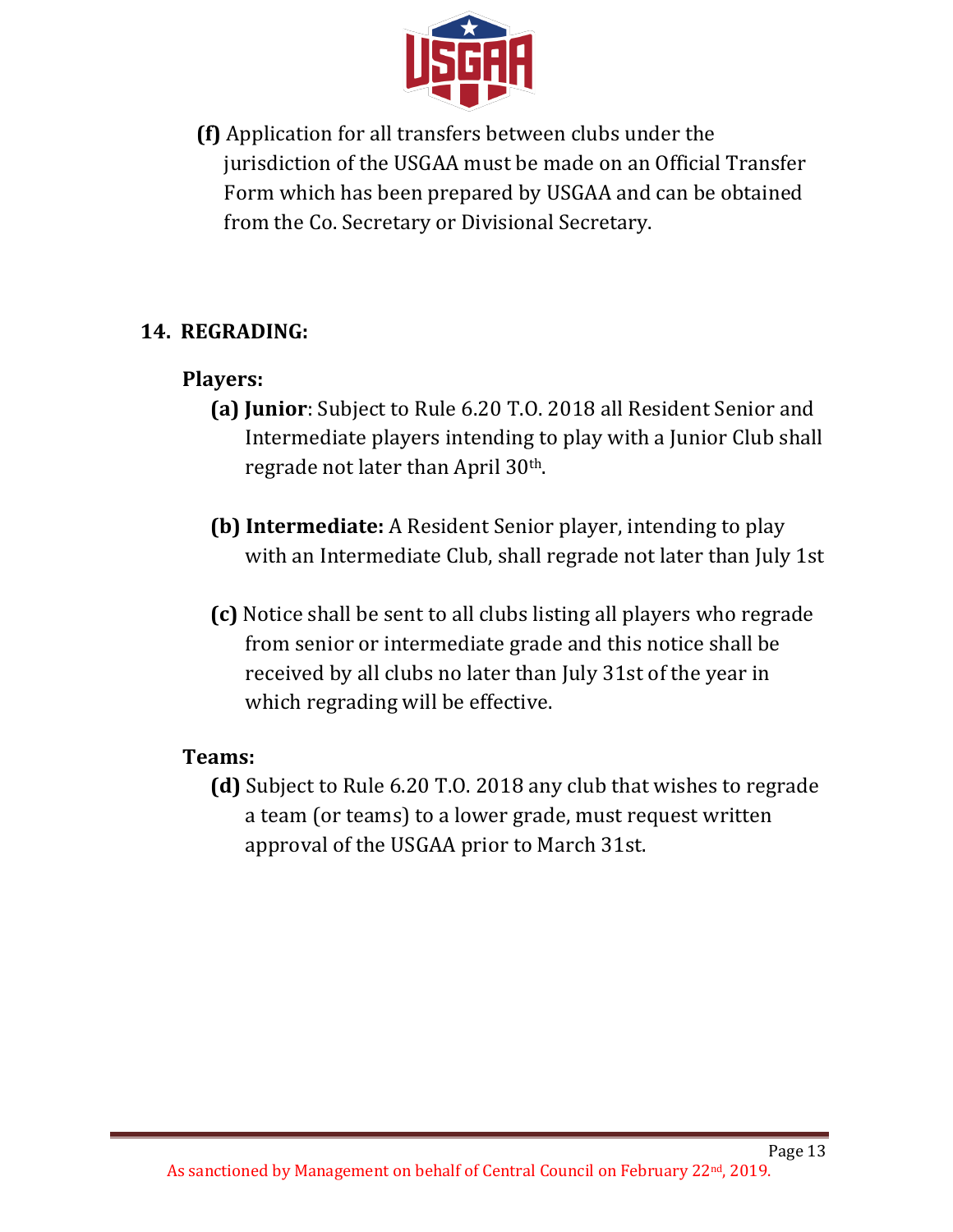**(f)** Application for all transfers between clubs under the jurisdiction of the USGAA must be made on an Official Transfer Form which has been prepared by USGAA and can be obtained from the Co. Secretary or Divisional Secretary.

## 14. REGRADING:

### Players:

**(a) Junior**: Subject to Rule 6.20 T.O. 2018 all Resident Senior and Intermediate players intending to play with a Junior Club shall regrade not later than April 30th.

**(b) Intermediate:** A Resident Senior player, intending to play with an Intermediate Club, shall regrade not later than July 1st

**(c)** Notice shall be sent to all clubs listing all players who regrade from senior or intermediate grade and this notice shall be received by all clubs no later than July 31st of the year in which regrading will be effective.

### Teams:

**(d)** Subject to Rule 6.20 T.O. 2018 any club that wishes to regrade a team (or teams) to a lower grade, must request written approval of the USGAA prior to March 31st.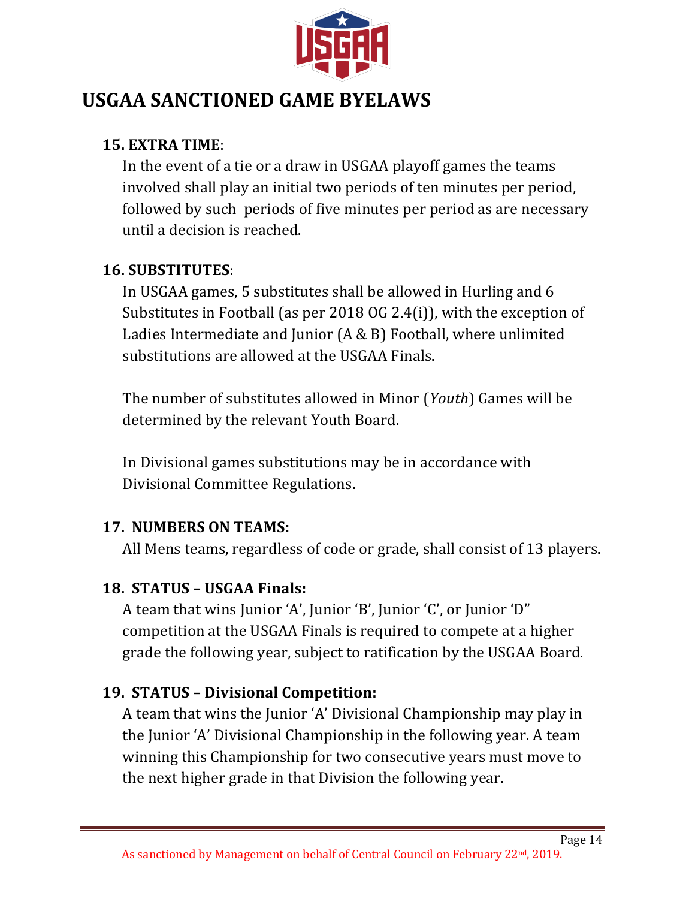# USGAA SANCTIONED GAME BYELAWS

**15. EXTRA TIME**:

In the event of a tie or a draw in USGAA playoff games the teams involved shall play an initial two periods of ten minutes per period, followed by such periods of five minutes per period as are necessary until a decision is reached.

**16. SUBSTITUTES**:

In USGAA games, 5 substitutes shall be allowed in Hurling and 6 Substitutes in Football (as per 2018 OG 2.4(i)), with the exception of Ladies Intermediate and Junior (A & B) Football, where unlimited substitutions are allowed at the USGAA Finals.

The number of substitutes allowed in Minor (*Youth*) Games will be determined by the relevant Youth Board.

In Divisional games substitutions may be in accordance with Divisional Committee Regulations.

**17. NUMBERS ON TEAMS:**

All Mens teams, regardless of code or grade, shall consist of 13 players.

**18. STATUS – USGAA Finals:**

A team that wins Junior 'A', Junior 'B', Junior 'C', or Junior 'D" competition at the USGAA Finals is required to compete at a higher grade the following year, subject to ratification by the USGAA Board.

**19. STATUS – Divisional Competition:**

A team that wins the Junior 'A' Divisional Championship may play in the Junior 'A' Divisional Championship in the following year. A team winning this Championship for two consecutive years must move to the next higher grade in that Division the following year.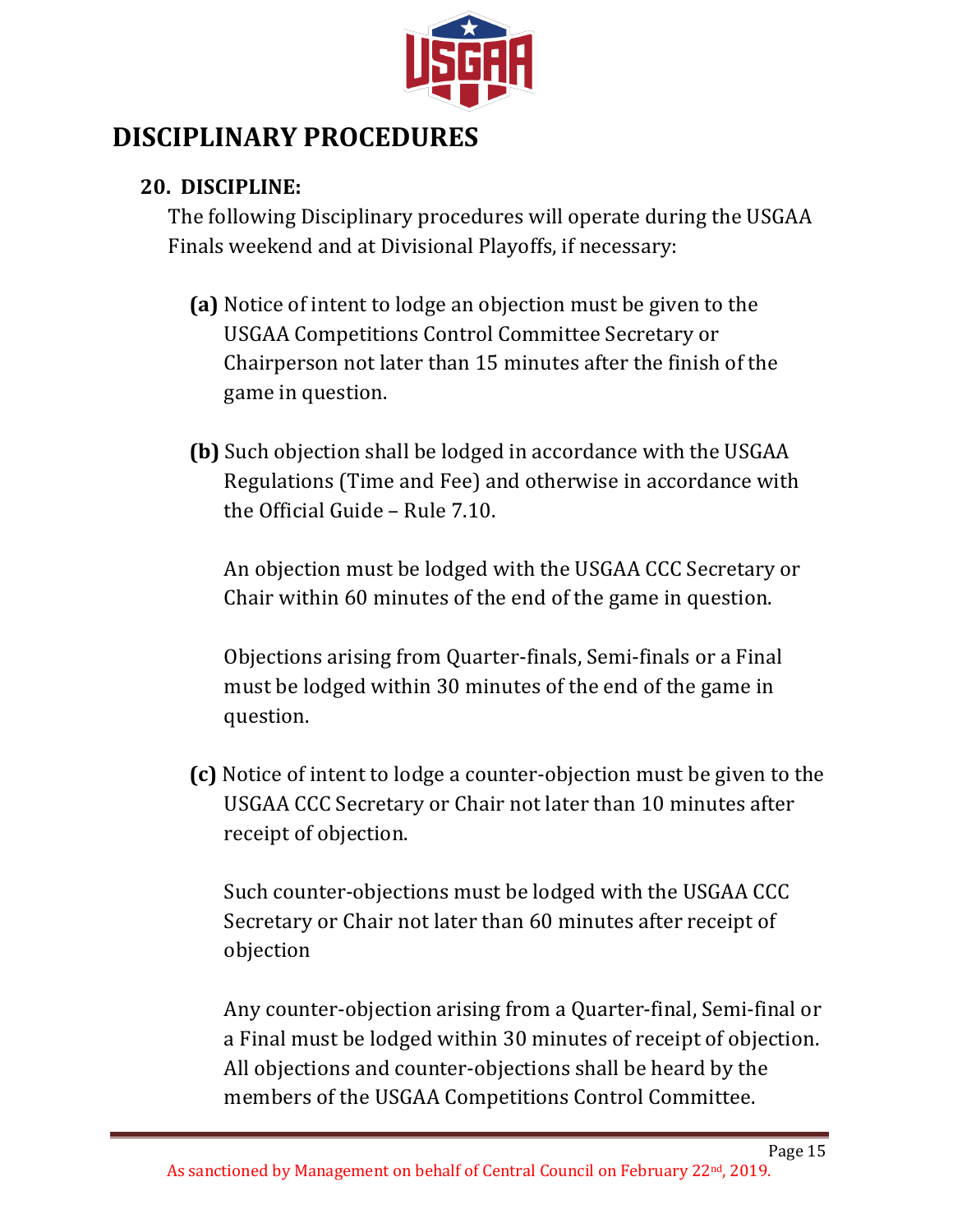# DISCIPLINARY PROCEDURES

## 20. DISCIPLINE:

The following Disciplinary procedures will operate during the USGAA Finals weekend and at Divisional Playoffs, if necessary:

**(a)** Notice of intent to lodge an objection must be given to the USGAA Competitions Control Committee Secretary or Chairperson not later than 15 minutes after the finish of the game in question.

**(b)** Such objection shall be lodged in accordance with the USGAA Regulations (Time and Fee) and otherwise in accordance with the Official Guide – Rule 7.10.

An objection must be lodged with the USGAA CCC Secretary or Chair within 60 minutes of the end of the game in question.

Objections arising from Quarter-finals, Semi-finals or a Final must be lodged within 30 minutes of the end of the game in question.

**(c)** Notice of intent to lodge a counter-objection must be given to the USGAA CCC Secretary or Chair not later than 10 minutes after receipt of objection.

Such counter-objections must be lodged with the USGAA CCC Secretary or Chair not later than 60 minutes after receipt of objection

Any counter-objection arising from a Quarter-final, Semi-final or a Final must be lodged within 30 minutes of receipt of objection. All objections and counter-objections shall be heard by the members of the USGAA Competitions Control Committee.

As sanctioned by Management on behalf of Central Council on February 22nd, 2019.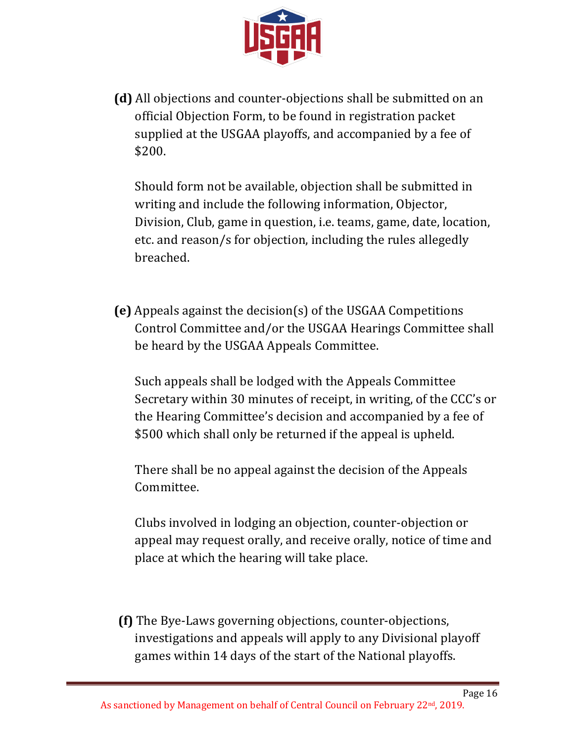**(d)** All objections and counter-objections shall be submitted on an official Objection Form, to be found in registration packet supplied at the USGAA playoffs, and accompanied by a fee of $200.

Should form not be available, objection shall be submitted in writing and include the following information, Objector, Division, Club, game in question, i.e. teams, game, date, location, etc. and reason/s for objection, including the rules allegedly breached.

**(e)** Appeals against the decision(s) of the USGAA Competitions Control Committee and/or the USGAA Hearings Committee shall be heard by the USGAA Appeals Committee.

Such appeals shall be lodged with the Appeals Committee Secretary within 30 minutes of receipt, in writing, of the CCC's or the Hearing Committee's decision and accompanied by a fee of $500 which shall only be returned if the appeal is upheld.

There shall be no appeal against the decision of the Appeals Committee.

Clubs involved in lodging an objection, counter-objection or appeal may request orally, and receive orally, notice of time and place at which the hearing will take place.

**(f)** The Bye-Laws governing objections, counter-objections, investigations and appeals will apply to any Divisional playoff games within 14 days of the start of the National playoffs.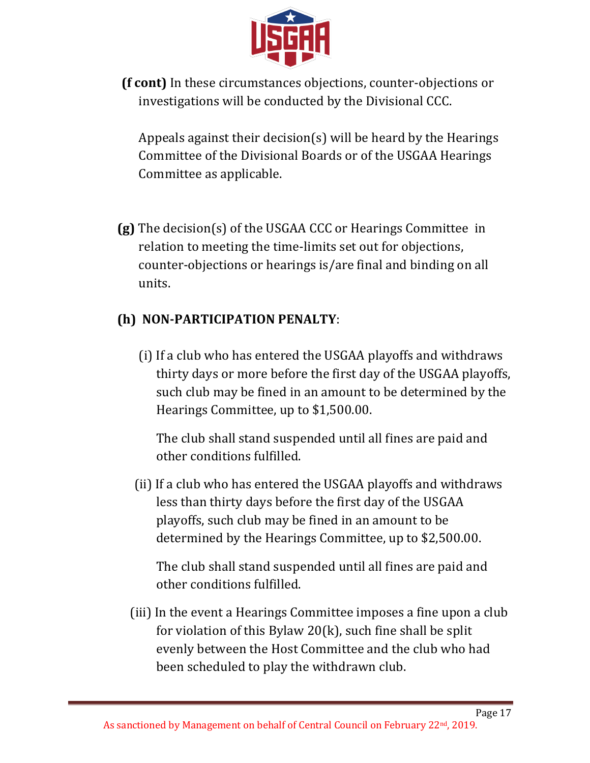**(f cont)** In these circumstances objections, counter-objections or investigations will be conducted by the Divisional CCC.

Appeals against their decision(s) will be heard by the Hearings Committee of the Divisional Boards or of the USGAA Hearings Committee as applicable.

**(g)** The decision(s) of the USGAA CCC or Hearings Committee in relation to meeting the time-limits set out for objections, counter-objections or hearings is/are final and binding on all units.

**(h) NON-PARTICIPATION PENALTY**:

(i) If a club who has entered the USGAA playoffs and withdraws thirty days or more before the first day of the USGAA playoffs, such club may be fined in an amount to be determined by the Hearings Committee, up to $1,500.00.

The club shall stand suspended until all fines are paid and other conditions fulfilled.

(ii) If a club who has entered the USGAA playoffs and withdraws less than thirty days before the first day of the USGAA playoffs, such club may be fined in an amount to be determined by the Hearings Committee, up to $2,500.00.

The club shall stand suspended until all fines are paid and other conditions fulfilled.

(iii) In the event a Hearings Committee imposes a fine upon a club for violation of this Bylaw 20(k), such fine shall be split evenly between the Host Committee and the club who had been scheduled to play the withdrawn club.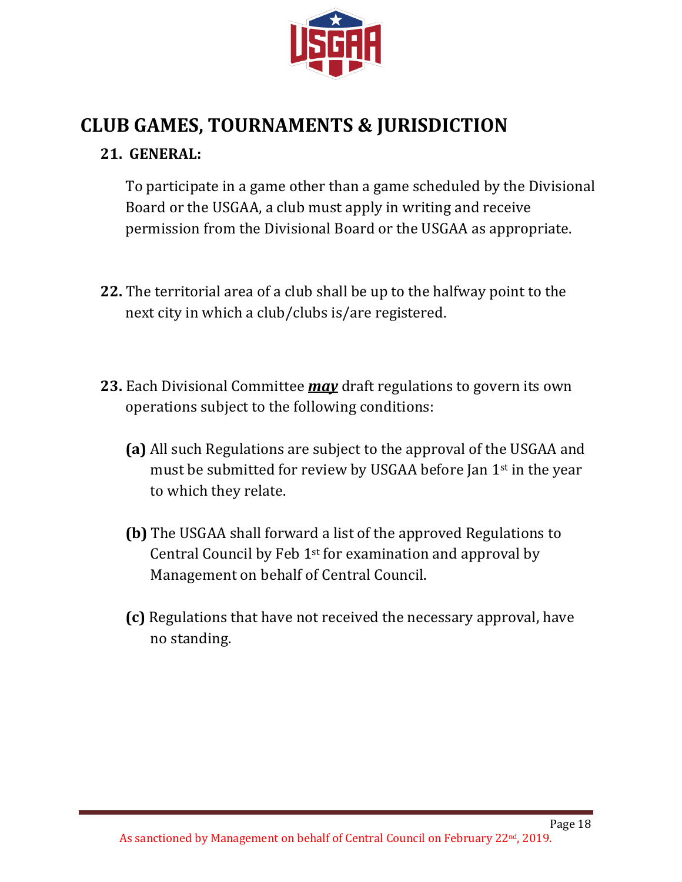## CLUB GAMES, TOURNAMENTS & JURISDICTION

### 21. GENERAL:

To participate in a game other than a game scheduled by the Divisional Board or the USGAA, a club must apply in writing and receive permission from the Divisional Board or the USGAA as appropriate.

**22.** The territorial area of a club shall be up to the halfway point to the next city in which a club/clubs is/are registered.

**23.** Each Divisional Committee ***<u>may</u>*** draft regulations to govern its own operations subject to the following conditions:

**(a)** All such Regulations are subject to the approval of the USGAA and must be submitted for review by USGAA before Jan 1st in the year to which they relate.

**(b)** The USGAA shall forward a list of the approved Regulations to Central Council by Feb 1st for examination and approval by Management on behalf of Central Council.

**(c)** Regulations that have not received the necessary approval, have no standing.

As sanctioned by Management on behalf of Central Council on February 22nd, 2019.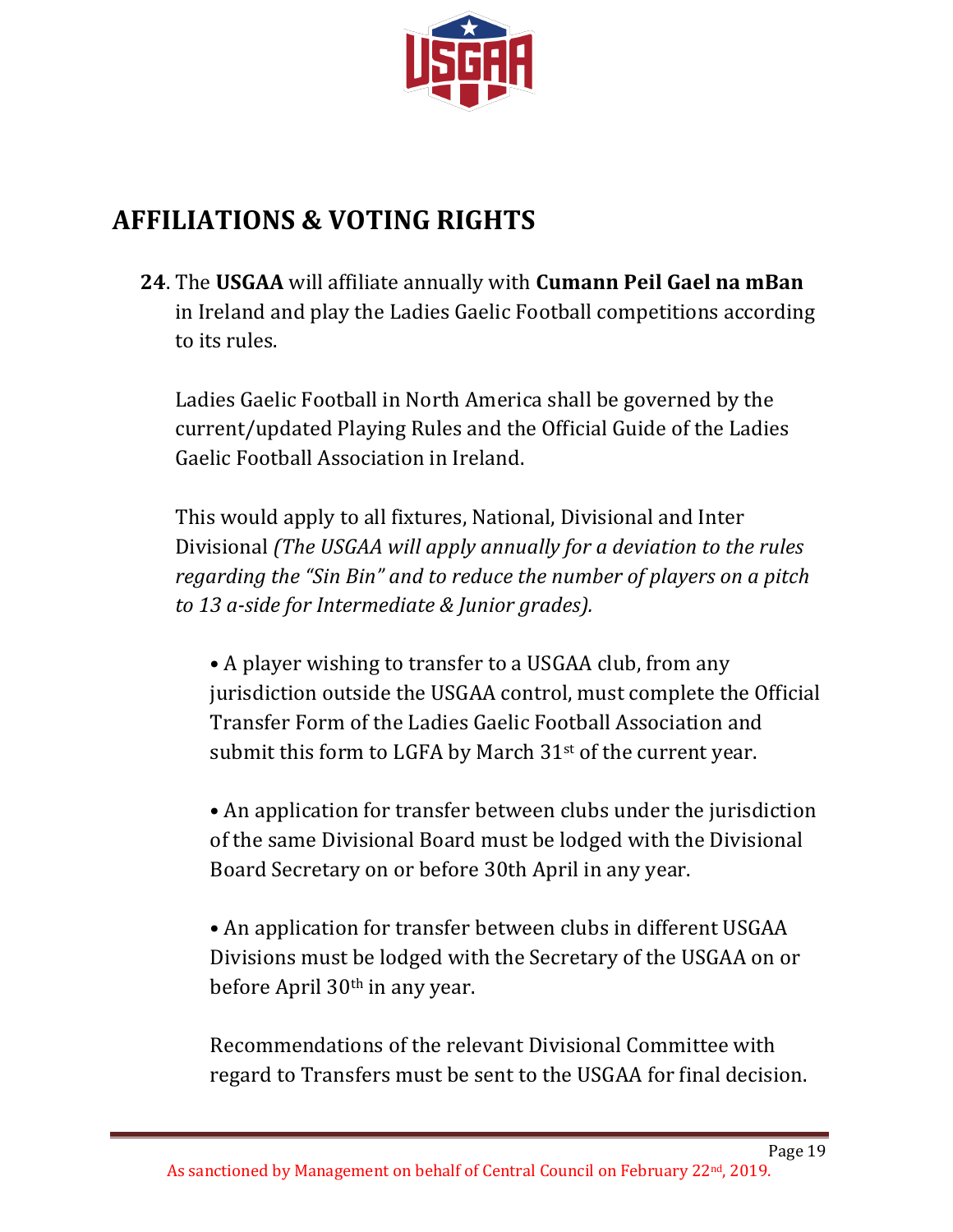## AFFILIATIONS & VOTING RIGHTS

**24**. The **USGAA** will affiliate annually with **Cumann Peil Gael na mBan** in Ireland and play the Ladies Gaelic Football competitions according to its rules.

Ladies Gaelic Football in North America shall be governed by the current/updated Playing Rules and the Official Guide of the Ladies Gaelic Football Association in Ireland.

This would apply to all fixtures, National, Divisional and Inter Divisional *(The USGAA will apply annually for a deviation to the rules regarding the "Sin Bin" and to reduce the number of players on a pitch to 13 a-side for Intermediate & Junior grades).*

- A player wishing to transfer to a USGAA club, from any jurisdiction outside the USGAA control, must complete the Official Transfer Form of the Ladies Gaelic Football Association and submit this form to LGFA by March 31st of the current year.

- An application for transfer between clubs under the jurisdiction of the same Divisional Board must be lodged with the Divisional Board Secretary on or before 30th April in any year.

- An application for transfer between clubs in different USGAA Divisions must be lodged with the Secretary of the USGAA on or before April 30th in any year.

Recommendations of the relevant Divisional Committee with regard to Transfers must be sent to the USGAA for final decision.

As sanctioned by Management on behalf of Central Council on February 22nd, 2019.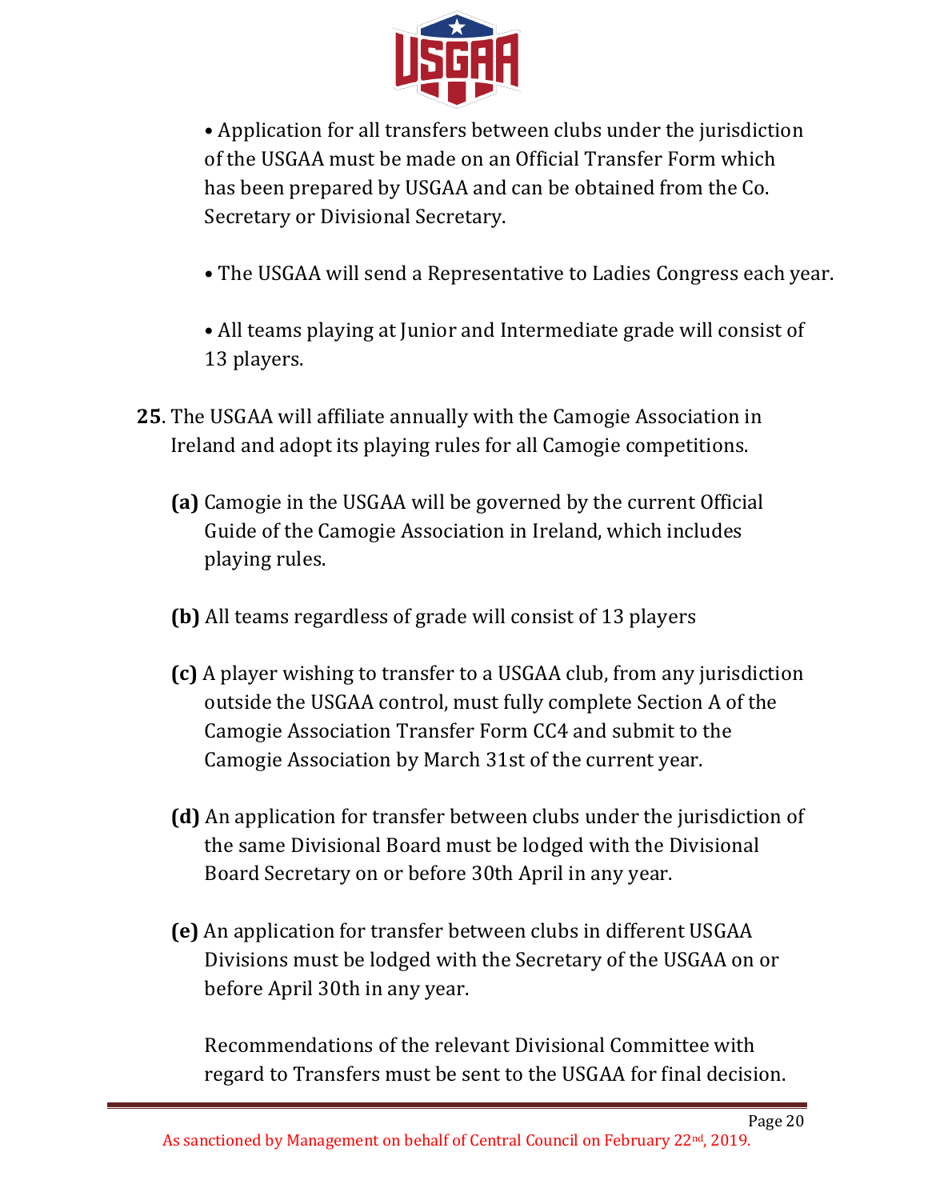- Application for all transfers between clubs under the jurisdiction of the USGAA must be made on an Official Transfer Form which has been prepared by USGAA and can be obtained from the Co. Secretary or Divisional Secretary.

- The USGAA will send a Representative to Ladies Congress each year.

- All teams playing at Junior and Intermediate grade will consist of 13 players.

**25**. The USGAA will affiliate annually with the Camogie Association in Ireland and adopt its playing rules for all Camogie competitions.

**(a)** Camogie in the USGAA will be governed by the current Official Guide of the Camogie Association in Ireland, which includes playing rules.

**(b)** All teams regardless of grade will consist of 13 players

**(c)** A player wishing to transfer to a USGAA club, from any jurisdiction outside the USGAA control, must fully complete Section A of the Camogie Association Transfer Form CC4 and submit to the Camogie Association by March 31st of the current year.

**(d)** An application for transfer between clubs under the jurisdiction of the same Divisional Board must be lodged with the Divisional Board Secretary on or before 30th April in any year.

**(e)** An application for transfer between clubs in different USGAA Divisions must be lodged with the Secretary of the USGAA on or before April 30th in any year.

Recommendations of the relevant Divisional Committee with regard to Transfers must be sent to the USGAA for final decision.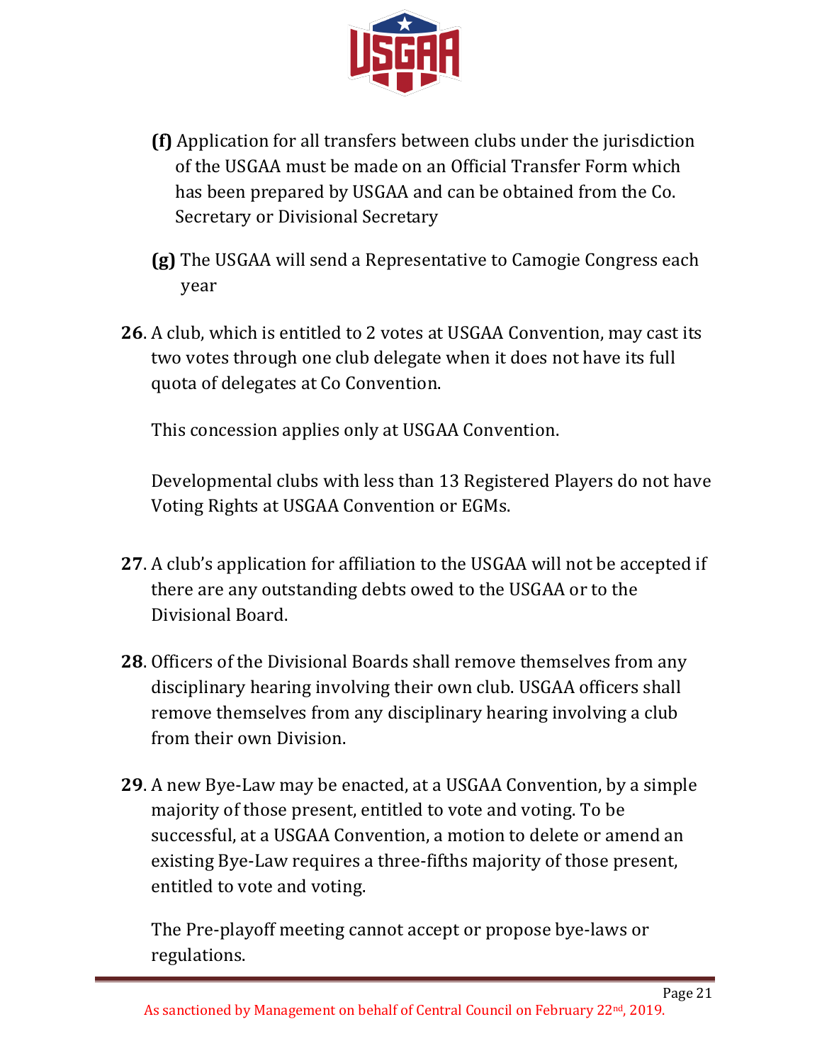**(f)** Application for all transfers between clubs under the jurisdiction of the USGAA must be made on an Official Transfer Form which has been prepared by USGAA and can be obtained from the Co. Secretary or Divisional Secretary

**(g)** The USGAA will send a Representative to Camogie Congress each year

**26**. A club, which is entitled to 2 votes at USGAA Convention, may cast its two votes through one club delegate when it does not have its full quota of delegates at Co Convention.

This concession applies only at USGAA Convention.

Developmental clubs with less than 13 Registered Players do not have Voting Rights at USGAA Convention or EGMs.

**27**. A club's application for affiliation to the USGAA will not be accepted if there are any outstanding debts owed to the USGAA or to the Divisional Board.

**28**. Officers of the Divisional Boards shall remove themselves from any disciplinary hearing involving their own club. USGAA officers shall remove themselves from any disciplinary hearing involving a club from their own Division.

**29**. A new Bye-Law may be enacted, at a USGAA Convention, by a simple majority of those present, entitled to vote and voting. To be successful, at a USGAA Convention, a motion to delete or amend an existing Bye-Law requires a three-fifths majority of those present, entitled to vote and voting.

The Pre-playoff meeting cannot accept or propose bye-laws or regulations.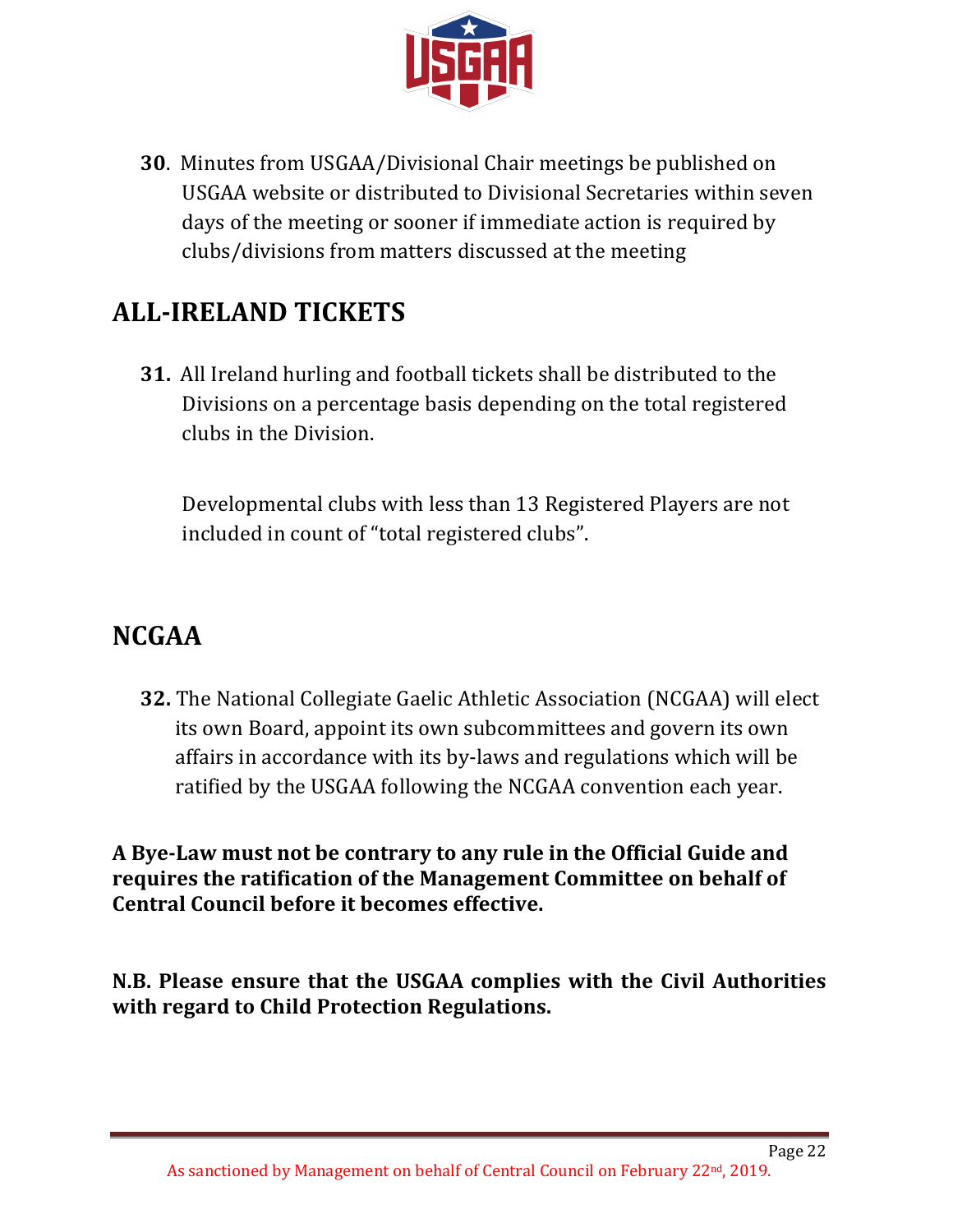**30**. Minutes from USGAA/Divisional Chair meetings be published on USGAA website or distributed to Divisional Secretaries within seven days of the meeting or sooner if immediate action is required by clubs/divisions from matters discussed at the meeting

## ALL-IRELAND TICKETS

**31.** All Ireland hurling and football tickets shall be distributed to the Divisions on a percentage basis depending on the total registered clubs in the Division.

Developmental clubs with less than 13 Registered Players are not included in count of "total registered clubs".

## NCGAA

**32.** The National Collegiate Gaelic Athletic Association (NCGAA) will elect its own Board, appoint its own subcommittees and govern its own affairs in accordance with its by-laws and regulations which will be ratified by the USGAA following the NCGAA convention each year.

**A Bye-Law must not be contrary to any rule in the Official Guide and requires the ratification of the Management Committee on behalf of Central Council before it becomes effective.**

**N.B. Please ensure that the USGAA complies with the Civil Authorities with regard to Child Protection Regulations.**